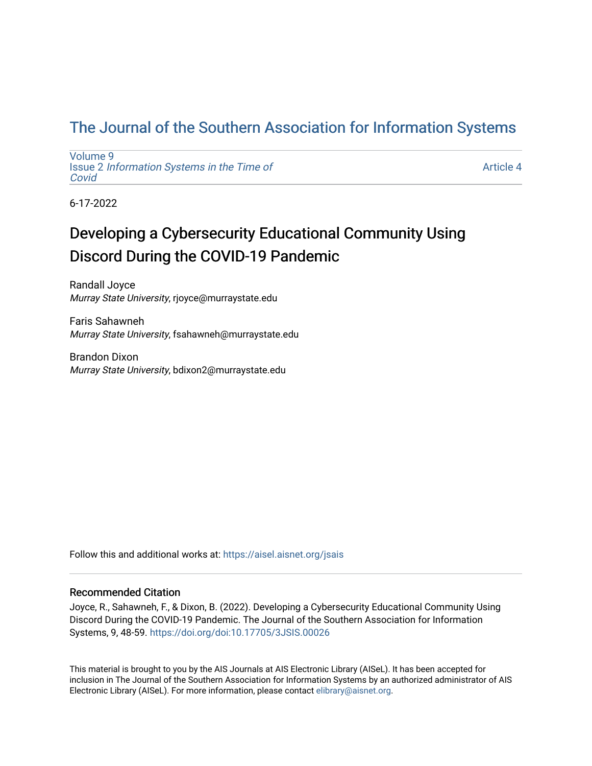# The Journal of the Southern Association for Information Systems

Volume 9
Issue 2 *Information Systems in the Time of Covid*

Article 4

6-17-2022

## Developing a Cybersecurity Educational Community Using Discord During the COVID-19 Pandemic

Randall Joyce
*Murray State University*, rjoyce@murraystate.edu

Faris Sahawneh
*Murray State University*, fsahawneh@murraystate.edu

Brandon Dixon
*Murray State University*, bdixon2@murraystate.edu

Follow this and additional works at: https://aisel.aisnet.org/jsais

### Recommended Citation

Joyce, R., Sahawneh, F., & Dixon, B. (2022). Developing a Cybersecurity Educational Community Using Discord During the COVID-19 Pandemic. The Journal of the Southern Association for Information Systems, 9, 48-59. https://doi.org/doi:10.17705/3JSIS.00026

This material is brought to you by the AIS Journals at AIS Electronic Library (AISeL). It has been accepted for inclusion in The Journal of the Southern Association for Information Systems by an authorized administrator of AIS Electronic Library (AISeL). For more information, please contact elibrary@aisnet.org.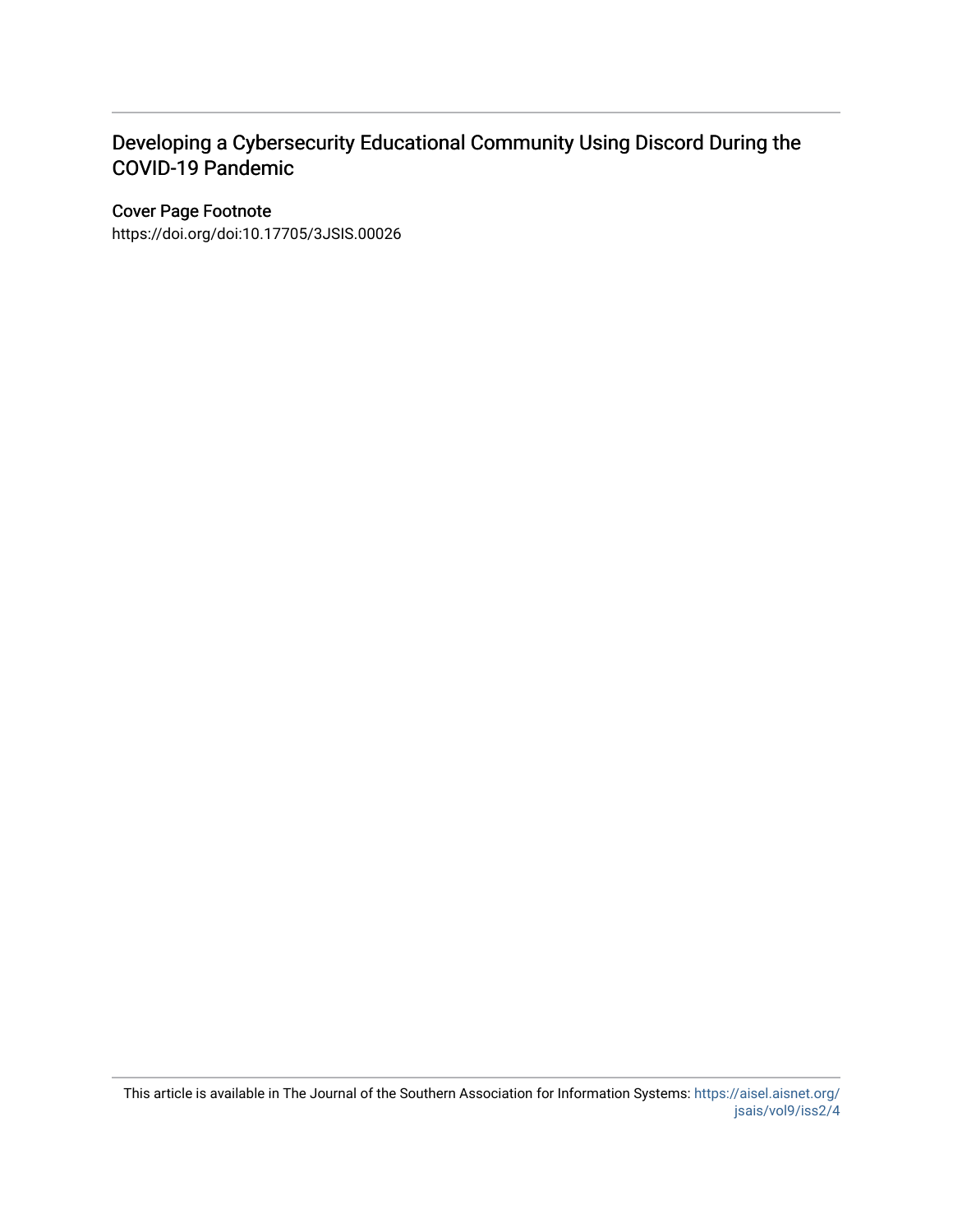# Developing a Cybersecurity Educational Community Using Discord During the COVID-19 Pandemic

## Cover Page Footnote

https://doi.org/doi:10.17705/3JSIS.00026

This article is available in The Journal of the Southern Association for Information Systems: https://aisel.aisnet.org/jsais/vol9/iss2/4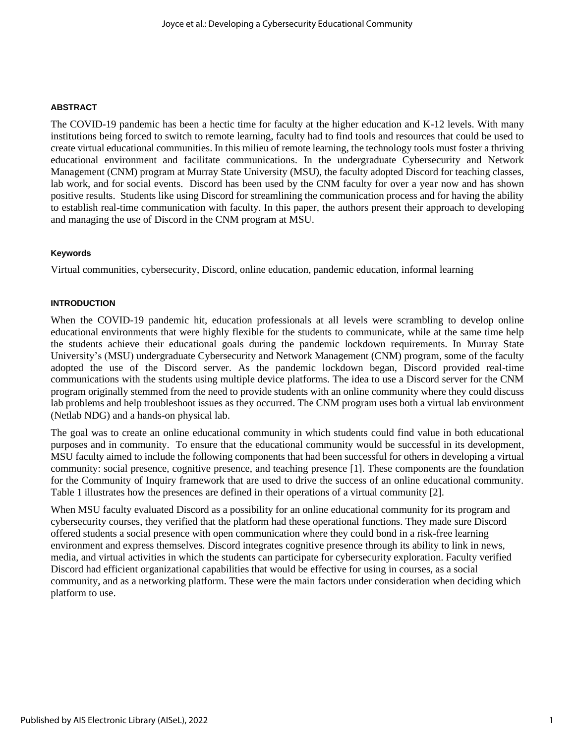## ABSTRACT

The COVID-19 pandemic has been a hectic time for faculty at the higher education and K-12 levels. With many institutions being forced to switch to remote learning, faculty had to find tools and resources that could be used to create virtual educational communities. In this milieu of remote learning, the technology tools must foster a thriving educational environment and facilitate communications. In the undergraduate Cybersecurity and Network Management (CNM) program at Murray State University (MSU), the faculty adopted Discord for teaching classes, lab work, and for social events. Discord has been used by the CNM faculty for over a year now and has shown positive results. Students like using Discord for streamlining the communication process and for having the ability to establish real-time communication with faculty. In this paper, the authors present their approach to developing and managing the use of Discord in the CNM program at MSU.

## Keywords

Virtual communities, cybersecurity, Discord, online education, pandemic education, informal learning

## INTRODUCTION

When the COVID-19 pandemic hit, education professionals at all levels were scrambling to develop online educational environments that were highly flexible for the students to communicate, while at the same time help the students achieve their educational goals during the pandemic lockdown requirements. In Murray State University's (MSU) undergraduate Cybersecurity and Network Management (CNM) program, some of the faculty adopted the use of the Discord server. As the pandemic lockdown began, Discord provided real-time communications with the students using multiple device platforms. The idea to use a Discord server for the CNM program originally stemmed from the need to provide students with an online community where they could discuss lab problems and help troubleshoot issues as they occurred. The CNM program uses both a virtual lab environment (Netlab NDG) and a hands-on physical lab.

The goal was to create an online educational community in which students could find value in both educational purposes and in community. To ensure that the educational community would be successful in its development, MSU faculty aimed to include the following components that had been successful for others in developing a virtual community: social presence, cognitive presence, and teaching presence [1]. These components are the foundation for the Community of Inquiry framework that are used to drive the success of an online educational community. Table 1 illustrates how the presences are defined in their operations of a virtual community [2].

When MSU faculty evaluated Discord as a possibility for an online educational community for its program and cybersecurity courses, they verified that the platform had these operational functions. They made sure Discord offered students a social presence with open communication where they could bond in a risk-free learning environment and express themselves. Discord integrates cognitive presence through its ability to link in news, media, and virtual activities in which the students can participate for cybersecurity exploration. Faculty verified Discord had efficient organizational capabilities that would be effective for using in courses, as a social community, and as a networking platform. These were the main factors under consideration when deciding which platform to use.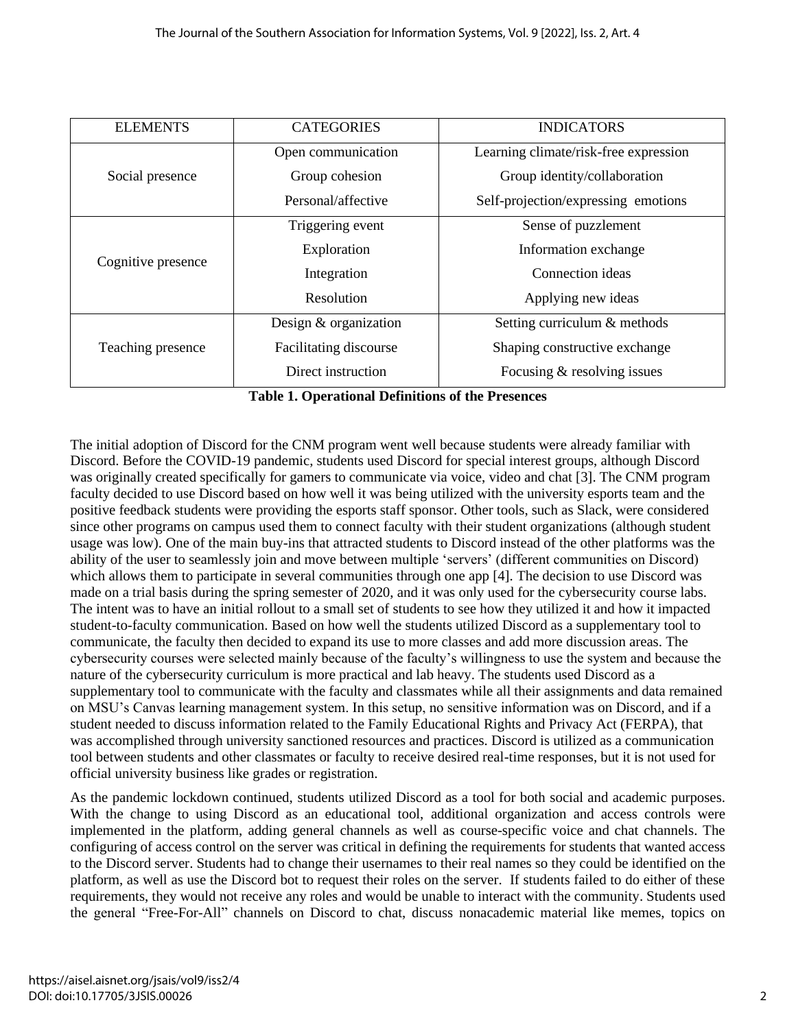| ELEMENTS | CATEGORIES | INDICATORS |
|---|---|---|
| Social presence | Open communication | Learning climate/risk-free expression |
| | Group cohesion | Group identity/collaboration |
| | Personal/affective | Self-projection/expressing emotions |
| Cognitive presence | Triggering event | Sense of puzzlement |
| | Exploration | Information exchange |
| | Integration | Connection ideas |
| | Resolution | Applying new ideas |
| Teaching presence | Design & organization | Setting curriculum & methods |
| | Facilitating discourse | Shaping constructive exchange |
| | Direct instruction | Focusing & resolving issues |

**Table 1. Operational Definitions of the Presences**

The initial adoption of Discord for the CNM program went well because students were already familiar with Discord. Before the COVID-19 pandemic, students used Discord for special interest groups, although Discord was originally created specifically for gamers to communicate via voice, video and chat [3]. The CNM program faculty decided to use Discord based on how well it was being utilized with the university esports team and the positive feedback students were providing the esports staff sponsor. Other tools, such as Slack, were considered since other programs on campus used them to connect faculty with their student organizations (although student usage was low). One of the main buy-ins that attracted students to Discord instead of the other platforms was the ability of the user to seamlessly join and move between multiple 'servers' (different communities on Discord) which allows them to participate in several communities through one app [4]. The decision to use Discord was made on a trial basis during the spring semester of 2020, and it was only used for the cybersecurity course labs. The intent was to have an initial rollout to a small set of students to see how they utilized it and how it impacted student-to-faculty communication. Based on how well the students utilized Discord as a supplementary tool to communicate, the faculty then decided to expand its use to more classes and add more discussion areas. The cybersecurity courses were selected mainly because of the faculty's willingness to use the system and because the nature of the cybersecurity curriculum is more practical and lab heavy. The students used Discord as a supplementary tool to communicate with the faculty and classmates while all their assignments and data remained on MSU's Canvas learning management system. In this setup, no sensitive information was on Discord, and if a student needed to discuss information related to the Family Educational Rights and Privacy Act (FERPA), that was accomplished through university sanctioned resources and practices. Discord is utilized as a communication tool between students and other classmates or faculty to receive desired real-time responses, but it is not used for official university business like grades or registration.

As the pandemic lockdown continued, students utilized Discord as a tool for both social and academic purposes. With the change to using Discord as an educational tool, additional organization and access controls were implemented in the platform, adding general channels as well as course-specific voice and chat channels. The configuring of access control on the server was critical in defining the requirements for students that wanted access to the Discord server. Students had to change their usernames to their real names so they could be identified on the platform, as well as use the Discord bot to request their roles on the server. If students failed to do either of these requirements, they would not receive any roles and would be unable to interact with the community. Students used the general "Free-For-All" channels on Discord to chat, discuss nonacademic material like memes, topics on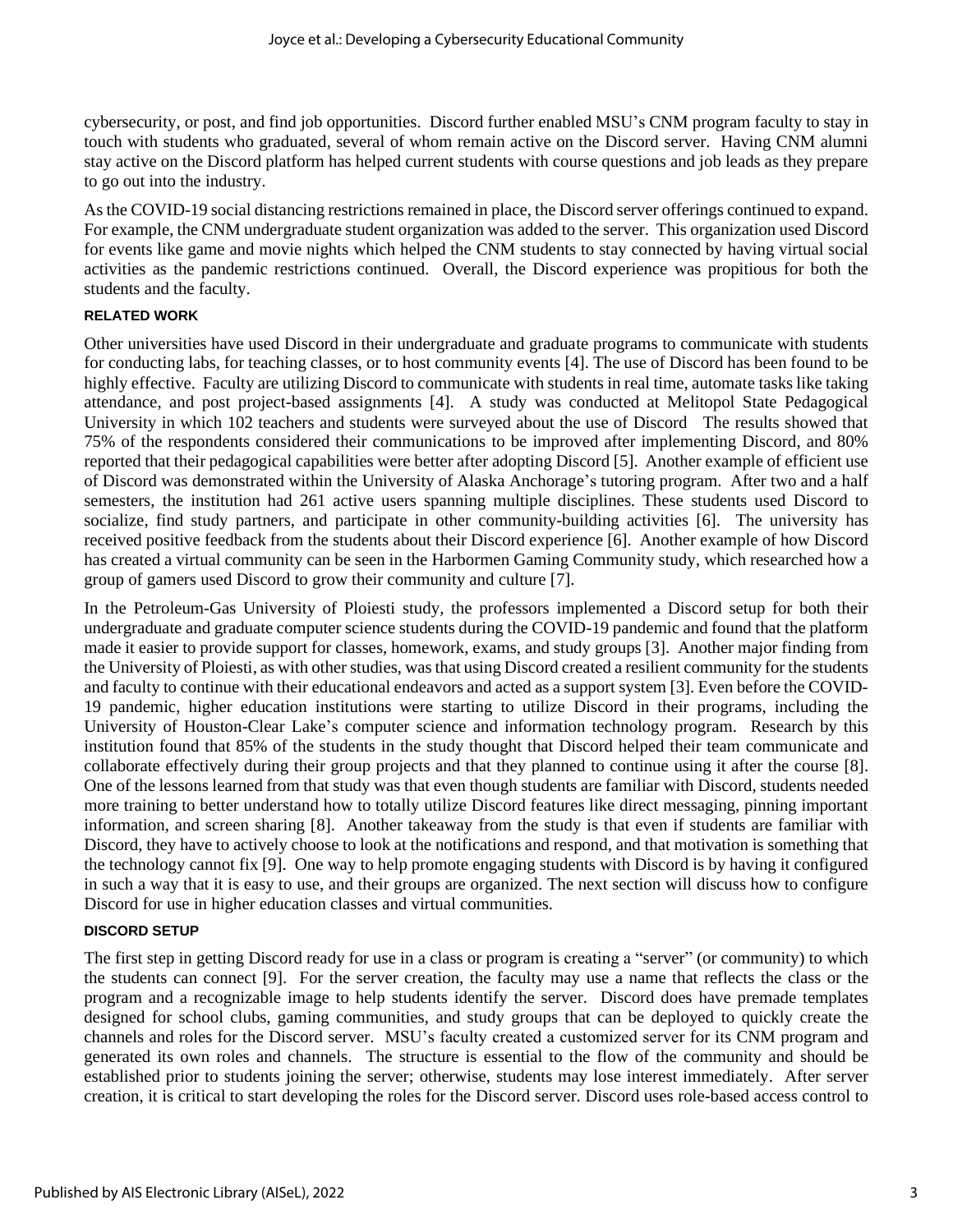cybersecurity, or post, and find job opportunities. Discord further enabled MSU's CNM program faculty to stay in touch with students who graduated, several of whom remain active on the Discord server. Having CNM alumni stay active on the Discord platform has helped current students with course questions and job leads as they prepare to go out into the industry.

As the COVID-19 social distancing restrictions remained in place, the Discord server offerings continued to expand. For example, the CNM undergraduate student organization was added to the server. This organization used Discord for events like game and movie nights which helped the CNM students to stay connected by having virtual social activities as the pandemic restrictions continued. Overall, the Discord experience was propitious for both the students and the faculty.

#### RELATED WORK

Other universities have used Discord in their undergraduate and graduate programs to communicate with students for conducting labs, for teaching classes, or to host community events [4]. The use of Discord has been found to be highly effective. Faculty are utilizing Discord to communicate with students in real time, automate tasks like taking attendance, and post project-based assignments [4]. A study was conducted at Melitopol State Pedagogical University in which 102 teachers and students were surveyed about the use of Discord The results showed that 75% of the respondents considered their communications to be improved after implementing Discord, and 80% reported that their pedagogical capabilities were better after adopting Discord [5]. Another example of efficient use of Discord was demonstrated within the University of Alaska Anchorage's tutoring program. After two and a half semesters, the institution had 261 active users spanning multiple disciplines. These students used Discord to socialize, find study partners, and participate in other community-building activities [6]. The university has received positive feedback from the students about their Discord experience [6]. Another example of how Discord has created a virtual community can be seen in the Harbormen Gaming Community study, which researched how a group of gamers used Discord to grow their community and culture [7].

In the Petroleum-Gas University of Ploiesti study, the professors implemented a Discord setup for both their undergraduate and graduate computer science students during the COVID-19 pandemic and found that the platform made it easier to provide support for classes, homework, exams, and study groups [3]. Another major finding from the University of Ploiesti, as with other studies, was that using Discord created a resilient community for the students and faculty to continue with their educational endeavors and acted as a support system [3]. Even before the COVID-19 pandemic, higher education institutions were starting to utilize Discord in their programs, including the University of Houston-Clear Lake's computer science and information technology program. Research by this institution found that 85% of the students in the study thought that Discord helped their team communicate and collaborate effectively during their group projects and that they planned to continue using it after the course [8]. One of the lessons learned from that study was that even though students are familiar with Discord, students needed more training to better understand how to totally utilize Discord features like direct messaging, pinning important information, and screen sharing [8]. Another takeaway from the study is that even if students are familiar with Discord, they have to actively choose to look at the notifications and respond, and that motivation is something that the technology cannot fix [9]. One way to help promote engaging students with Discord is by having it configured in such a way that it is easy to use, and their groups are organized. The next section will discuss how to configure Discord for use in higher education classes and virtual communities.

#### DISCORD SETUP

The first step in getting Discord ready for use in a class or program is creating a "server" (or community) to which the students can connect [9]. For the server creation, the faculty may use a name that reflects the class or the program and a recognizable image to help students identify the server. Discord does have premade templates designed for school clubs, gaming communities, and study groups that can be deployed to quickly create the channels and roles for the Discord server. MSU's faculty created a customized server for its CNM program and generated its own roles and channels. The structure is essential to the flow of the community and should be established prior to students joining the server; otherwise, students may lose interest immediately. After server creation, it is critical to start developing the roles for the Discord server. Discord uses role-based access control to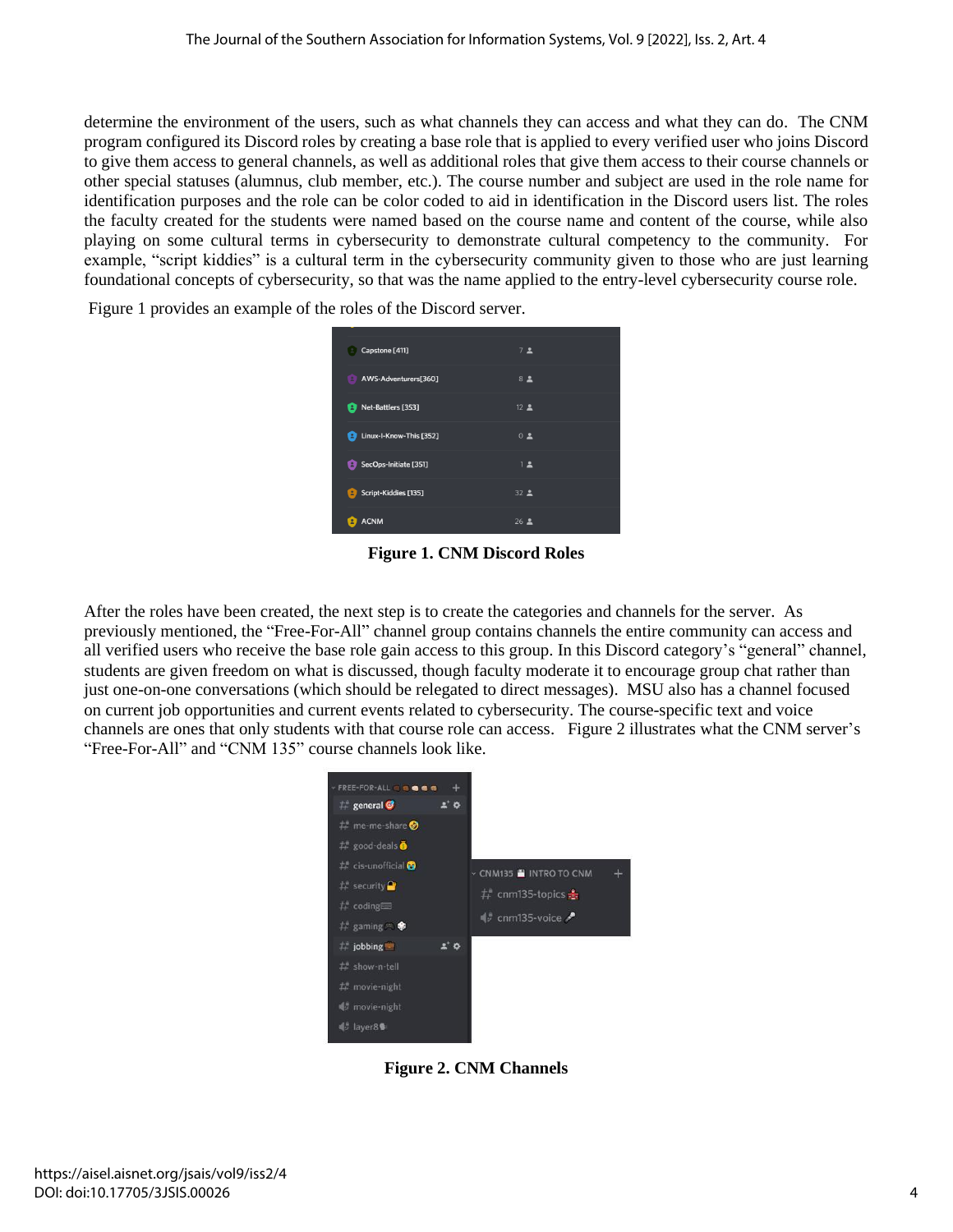determine the environment of the users, such as what channels they can access and what they can do. The CNM program configured its Discord roles by creating a base role that is applied to every verified user who joins Discord to give them access to general channels, as well as additional roles that give them access to their course channels or other special statuses (alumnus, club member, etc.). The course number and subject are used in the role name for identification purposes and the role can be color coded to aid in identification in the Discord users list. The roles the faculty created for the students were named based on the course name and content of the course, while also playing on some cultural terms in cybersecurity to demonstrate cultural competency to the community. For example, "script kiddies" is a cultural term in the cybersecurity community given to those who are just learning foundational concepts of cybersecurity, so that was the name applied to the entry-level cybersecurity course role.

Figure 1 provides an example of the roles of the Discord server.

**Figure 1. CNM Discord Roles**

After the roles have been created, the next step is to create the categories and channels for the server. As previously mentioned, the "Free-For-All" channel group contains channels the entire community can access and all verified users who receive the base role gain access to this group. In this Discord category's "general" channel, students are given freedom on what is discussed, though faculty moderate it to encourage group chat rather than just one-on-one conversations (which should be relegated to direct messages). MSU also has a channel focused on current job opportunities and current events related to cybersecurity. The course-specific text and voice channels are ones that only students with that course role can access. Figure 2 illustrates what the CNM server's "Free-For-All" and "CNM 135" course channels look like.

**Figure 2. CNM Channels**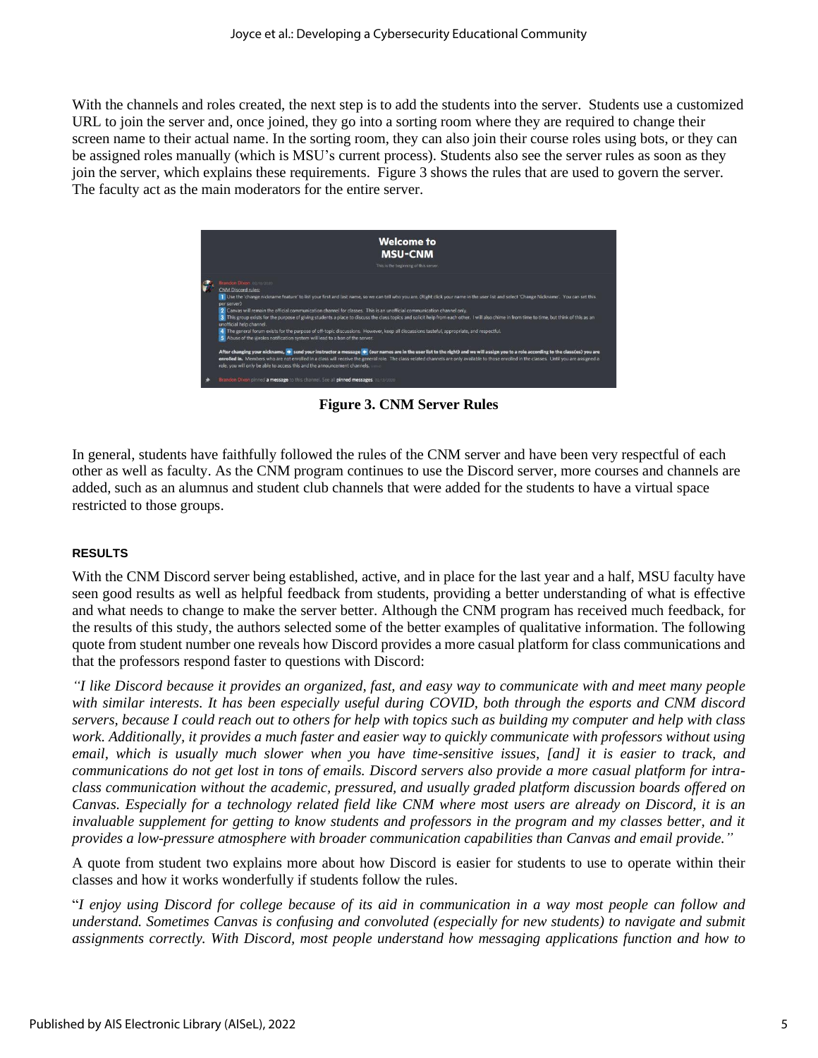With the channels and roles created, the next step is to add the students into the server. Students use a customized URL to join the server and, once joined, they go into a sorting room where they are required to change their screen name to their actual name. In the sorting room, they can also join their course roles using bots, or they can be assigned roles manually (which is MSU's current process). Students also see the server rules as soon as they join the server, which explains these requirements. Figure 3 shows the rules that are used to govern the server. The faculty act as the main moderators for the entire server.

**Figure 3. CNM Server Rules**

In general, students have faithfully followed the rules of the CNM server and have been very respectful of each other as well as faculty. As the CNM program continues to use the Discord server, more courses and channels are added, such as an alumnus and student club channels that were added for the students to have a virtual space restricted to those groups.

#### RESULTS

With the CNM Discord server being established, active, and in place for the last year and a half, MSU faculty have seen good results as well as helpful feedback from students, providing a better understanding of what is effective and what needs to change to make the server better. Although the CNM program has received much feedback, for the results of this study, the authors selected some of the better examples of qualitative information. The following quote from student number one reveals how Discord provides a more casual platform for class communications and that the professors respond faster to questions with Discord:

*"I like Discord because it provides an organized, fast, and easy way to communicate with and meet many people with similar interests. It has been especially useful during COVID, both through the esports and CNM discord servers, because I could reach out to others for help with topics such as building my computer and help with class work. Additionally, it provides a much faster and easier way to quickly communicate with professors without using email, which is usually much slower when you have time-sensitive issues, [and] it is easier to track, and communications do not get lost in tons of emails. Discord servers also provide a more casual platform for intra-class communication without the academic, pressured, and usually graded platform discussion boards offered on Canvas. Especially for a technology related field like CNM where most users are already on Discord, it is an invaluable supplement for getting to know students and professors in the program and my classes better, and it provides a low-pressure atmosphere with broader communication capabilities than Canvas and email provide."*

A quote from student two explains more about how Discord is easier for students to use to operate within their classes and how it works wonderfully if students follow the rules.

"*I enjoy using Discord for college because of its aid in communication in a way most people can follow and understand. Sometimes Canvas is confusing and convoluted (especially for new students) to navigate and submit assignments correctly. With Discord, most people understand how messaging applications function and how to*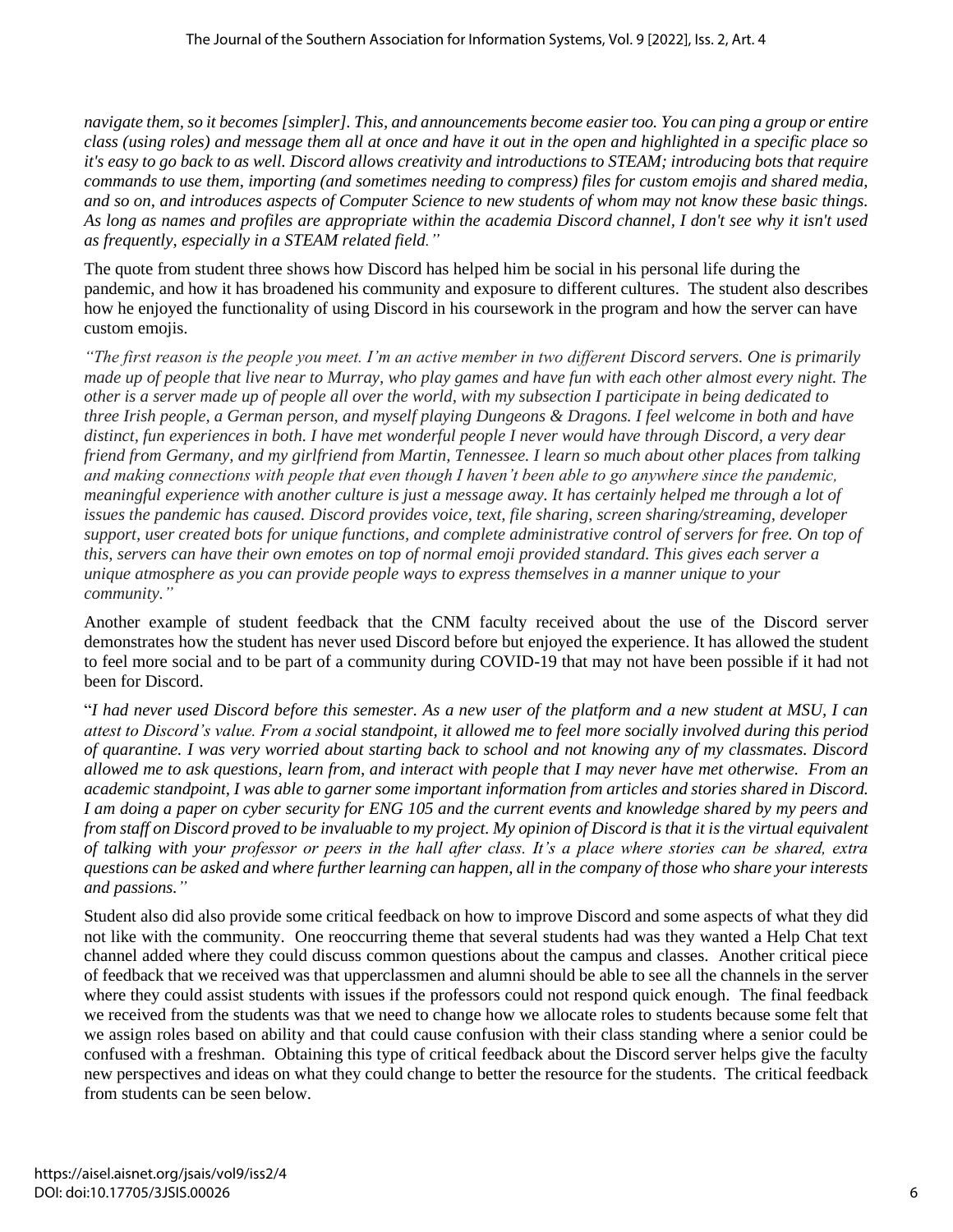*navigate them, so it becomes [simpler]. This, and announcements become easier too. You can ping a group or entire class (using roles) and message them all at once and have it out in the open and highlighted in a specific place so it's easy to go back to as well. Discord allows creativity and introductions to STEAM; introducing bots that require commands to use them, importing (and sometimes needing to compress) files for custom emojis and shared media, and so on, and introduces aspects of Computer Science to new students of whom may not know these basic things. As long as names and profiles are appropriate within the academia Discord channel, I don't see why it isn't used as frequently, especially in a STEAM related field."*

The quote from student three shows how Discord has helped him be social in his personal life during the pandemic, and how it has broadened his community and exposure to different cultures. The student also describes how he enjoyed the functionality of using Discord in his coursework in the program and how the server can have custom emojis.

*"The first reason is the people you meet. I'm an active member in two different Discord servers. One is primarily made up of people that live near to Murray, who play games and have fun with each other almost every night. The other is a server made up of people all over the world, with my subsection I participate in being dedicated to three Irish people, a German person, and myself playing Dungeons & Dragons. I feel welcome in both and have distinct, fun experiences in both. I have met wonderful people I never would have through Discord, a very dear friend from Germany, and my girlfriend from Martin, Tennessee. I learn so much about other places from talking and making connections with people that even though I haven't been able to go anywhere since the pandemic, meaningful experience with another culture is just a message away. It has certainly helped me through a lot of issues the pandemic has caused. Discord provides voice, text, file sharing, screen sharing/streaming, developer support, user created bots for unique functions, and complete administrative control of servers for free. On top of this, servers can have their own emotes on top of normal emoji provided standard. This gives each server a unique atmosphere as you can provide people ways to express themselves in a manner unique to your community."*

Another example of student feedback that the CNM faculty received about the use of the Discord server demonstrates how the student has never used Discord before but enjoyed the experience. It has allowed the student to feel more social and to be part of a community during COVID-19 that may not have been possible if it had not been for Discord.

"*I had never used Discord before this semester. As a new user of the platform and a new student at MSU, I can attest to Discord's value. From a social standpoint, it allowed me to feel more socially involved during this period of quarantine. I was very worried about starting back to school and not knowing any of my classmates. Discord allowed me to ask questions, learn from, and interact with people that I may never have met otherwise. From an academic standpoint, I was able to garner some important information from articles and stories shared in Discord. I am doing a paper on cyber security for ENG 105 and the current events and knowledge shared by my peers and from staff on Discord proved to be invaluable to my project. My opinion of Discord is that it is the virtual equivalent of talking with your professor or peers in the hall after class. It's a place where stories can be shared, extra questions can be asked and where further learning can happen, all in the company of those who share your interests and passions."*

Student also did also provide some critical feedback on how to improve Discord and some aspects of what they did not like with the community. One reoccurring theme that several students had was they wanted a Help Chat text channel added where they could discuss common questions about the campus and classes. Another critical piece of feedback that we received was that upperclassmen and alumni should be able to see all the channels in the server where they could assist students with issues if the professors could not respond quick enough. The final feedback we received from the students was that we need to change how we allocate roles to students because some felt that we assign roles based on ability and that could cause confusion with their class standing where a senior could be confused with a freshman. Obtaining this type of critical feedback about the Discord server helps give the faculty new perspectives and ideas on what they could change to better the resource for the students. The critical feedback from students can be seen below.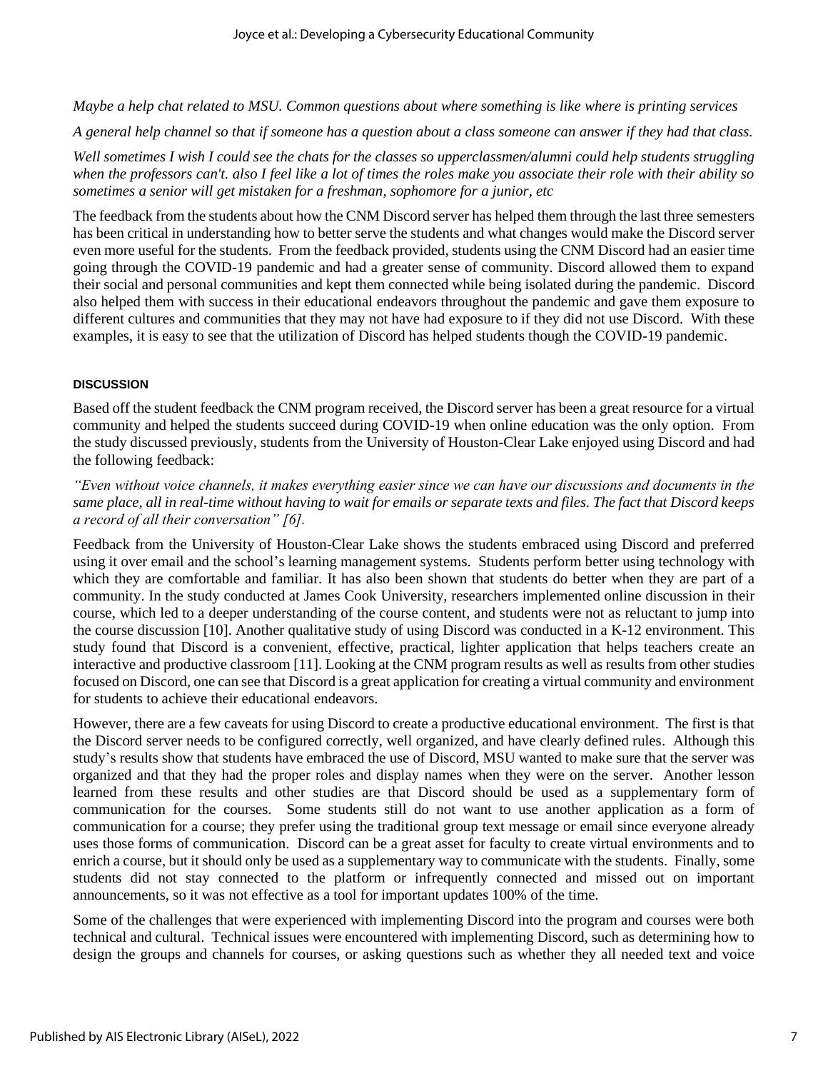*Maybe a help chat related to MSU. Common questions about where something is like where is printing services*

*A general help channel so that if someone has a question about a class someone can answer if they had that class.*

*Well sometimes I wish I could see the chats for the classes so upperclassmen/alumni could help students struggling when the professors can't. also I feel like a lot of times the roles make you associate their role with their ability so sometimes a senior will get mistaken for a freshman, sophomore for a junior, etc*

The feedback from the students about how the CNM Discord server has helped them through the last three semesters has been critical in understanding how to better serve the students and what changes would make the Discord server even more useful for the students. From the feedback provided, students using the CNM Discord had an easier time going through the COVID-19 pandemic and had a greater sense of community. Discord allowed them to expand their social and personal communities and kept them connected while being isolated during the pandemic. Discord also helped them with success in their educational endeavors throughout the pandemic and gave them exposure to different cultures and communities that they may not have had exposure to if they did not use Discord. With these examples, it is easy to see that the utilization of Discord has helped students though the COVID-19 pandemic.

## DISCUSSION

Based off the student feedback the CNM program received, the Discord server has been a great resource for a virtual community and helped the students succeed during COVID-19 when online education was the only option. From the study discussed previously, students from the University of Houston-Clear Lake enjoyed using Discord and had the following feedback:

*"Even without voice channels, it makes everything easier since we can have our discussions and documents in the same place, all in real-time without having to wait for emails or separate texts and files. The fact that Discord keeps a record of all their conversation" [6].*

Feedback from the University of Houston-Clear Lake shows the students embraced using Discord and preferred using it over email and the school's learning management systems. Students perform better using technology with which they are comfortable and familiar. It has also been shown that students do better when they are part of a community. In the study conducted at James Cook University, researchers implemented online discussion in their course, which led to a deeper understanding of the course content, and students were not as reluctant to jump into the course discussion [10]. Another qualitative study of using Discord was conducted in a K-12 environment. This study found that Discord is a convenient, effective, practical, lighter application that helps teachers create an interactive and productive classroom [11]. Looking at the CNM program results as well as results from other studies focused on Discord, one can see that Discord is a great application for creating a virtual community and environment for students to achieve their educational endeavors.

However, there are a few caveats for using Discord to create a productive educational environment. The first is that the Discord server needs to be configured correctly, well organized, and have clearly defined rules. Although this study's results show that students have embraced the use of Discord, MSU wanted to make sure that the server was organized and that they had the proper roles and display names when they were on the server. Another lesson learned from these results and other studies are that Discord should be used as a supplementary form of communication for the courses. Some students still do not want to use another application as a form of communication for a course; they prefer using the traditional group text message or email since everyone already uses those forms of communication. Discord can be a great asset for faculty to create virtual environments and to enrich a course, but it should only be used as a supplementary way to communicate with the students. Finally, some students did not stay connected to the platform or infrequently connected and missed out on important announcements, so it was not effective as a tool for important updates 100% of the time.

Some of the challenges that were experienced with implementing Discord into the program and courses were both technical and cultural. Technical issues were encountered with implementing Discord, such as determining how to design the groups and channels for courses, or asking questions such as whether they all needed text and voice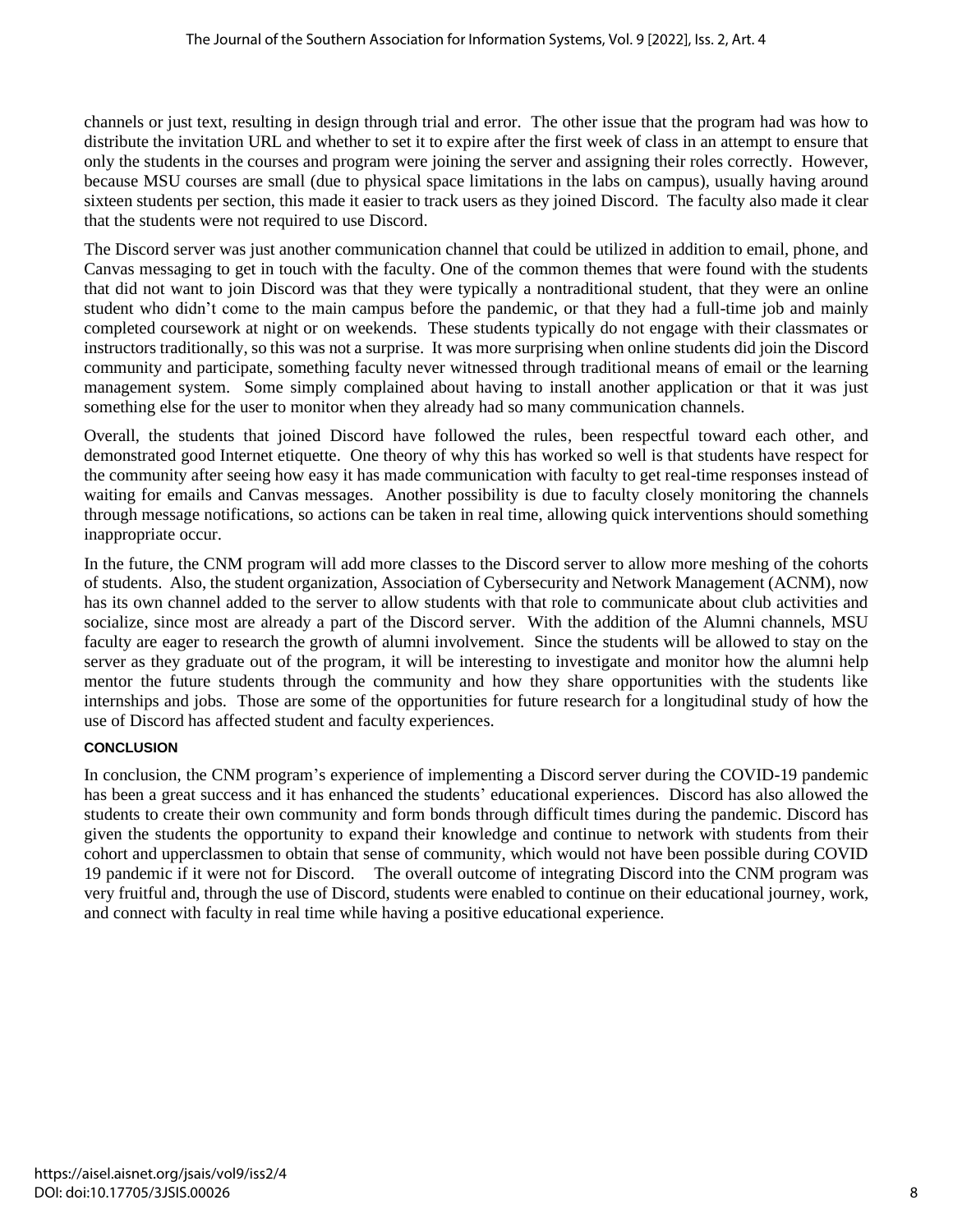channels or just text, resulting in design through trial and error. The other issue that the program had was how to distribute the invitation URL and whether to set it to expire after the first week of class in an attempt to ensure that only the students in the courses and program were joining the server and assigning their roles correctly. However, because MSU courses are small (due to physical space limitations in the labs on campus), usually having around sixteen students per section, this made it easier to track users as they joined Discord. The faculty also made it clear that the students were not required to use Discord.

The Discord server was just another communication channel that could be utilized in addition to email, phone, and Canvas messaging to get in touch with the faculty. One of the common themes that were found with the students that did not want to join Discord was that they were typically a nontraditional student, that they were an online student who didn't come to the main campus before the pandemic, or that they had a full-time job and mainly completed coursework at night or on weekends. These students typically do not engage with their classmates or instructors traditionally, so this was not a surprise. It was more surprising when online students did join the Discord community and participate, something faculty never witnessed through traditional means of email or the learning management system. Some simply complained about having to install another application or that it was just something else for the user to monitor when they already had so many communication channels.

Overall, the students that joined Discord have followed the rules, been respectful toward each other, and demonstrated good Internet etiquette. One theory of why this has worked so well is that students have respect for the community after seeing how easy it has made communication with faculty to get real-time responses instead of waiting for emails and Canvas messages. Another possibility is due to faculty closely monitoring the channels through message notifications, so actions can be taken in real time, allowing quick interventions should something inappropriate occur.

In the future, the CNM program will add more classes to the Discord server to allow more meshing of the cohorts of students. Also, the student organization, Association of Cybersecurity and Network Management (ACNM), now has its own channel added to the server to allow students with that role to communicate about club activities and socialize, since most are already a part of the Discord server. With the addition of the Alumni channels, MSU faculty are eager to research the growth of alumni involvement. Since the students will be allowed to stay on the server as they graduate out of the program, it will be interesting to investigate and monitor how the alumni help mentor the future students through the community and how they share opportunities with the students like internships and jobs. Those are some of the opportunities for future research for a longitudinal study of how the use of Discord has affected student and faculty experiences.

## CONCLUSION

In conclusion, the CNM program's experience of implementing a Discord server during the COVID-19 pandemic has been a great success and it has enhanced the students' educational experiences. Discord has also allowed the students to create their own community and form bonds through difficult times during the pandemic. Discord has given the students the opportunity to expand their knowledge and continue to network with students from their cohort and upperclassmen to obtain that sense of community, which would not have been possible during COVID 19 pandemic if it were not for Discord. The overall outcome of integrating Discord into the CNM program was very fruitful and, through the use of Discord, students were enabled to continue on their educational journey, work, and connect with faculty in real time while having a positive educational experience.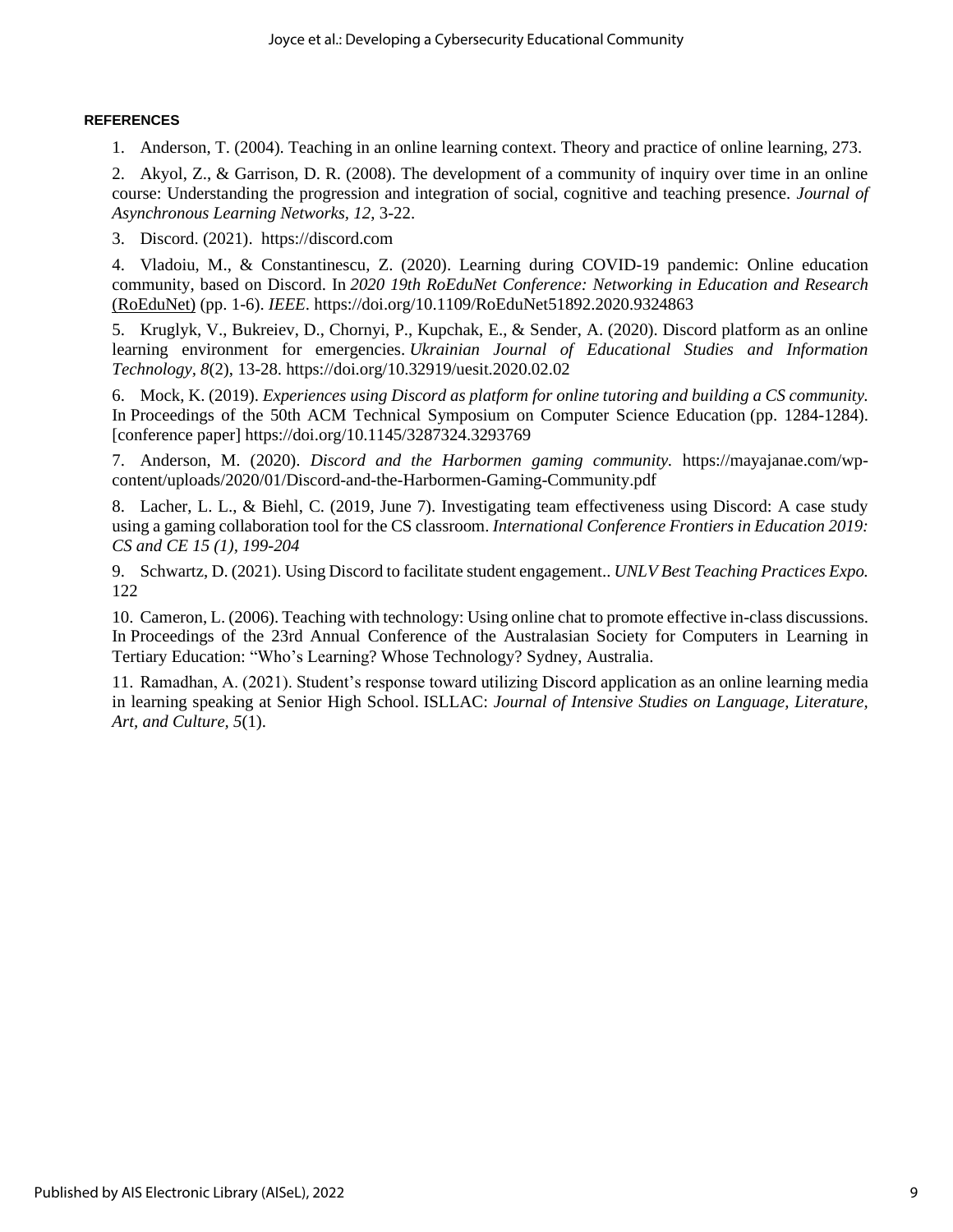## REFERENCES

1. Anderson, T. (2004). Teaching in an online learning context. Theory and practice of online learning, 273.

2. Akyol, Z., & Garrison, D. R. (2008). The development of a community of inquiry over time in an online course: Understanding the progression and integration of social, cognitive and teaching presence. *Journal of Asynchronous Learning Networks, 12,* 3-22.

3. Discord. (2021). https://discord.com

4. Vladoiu, M., & Constantinescu, Z. (2020). Learning during COVID-19 pandemic: Online education community, based on Discord. In *2020 19th RoEduNet Conference: Networking in Education and Research* (RoEduNet) (pp. 1-6). *IEEE*. https://doi.org/10.1109/RoEduNet51892.2020.9324863

5. Kruglyk, V., Bukreiev, D., Chornyi, P., Kupchak, E., & Sender, A. (2020). Discord platform as an online learning environment for emergencies. *Ukrainian Journal of Educational Studies and Information Technology, 8*(2), 13-28. https://doi.org/10.32919/uesit.2020.02.02

6. Mock, K. (2019). *Experiences using Discord as platform for online tutoring and building a CS community.* In Proceedings of the 50th ACM Technical Symposium on Computer Science Education (pp. 1284-1284). [conference paper] https://doi.org/10.1145/3287324.3293769

7. Anderson, M. (2020). *Discord and the Harbormen gaming community.* https://mayajanae.com/wp-content/uploads/2020/01/Discord-and-the-Harbormen-Gaming-Community.pdf

8. Lacher, L. L., & Biehl, C. (2019, June 7). Investigating team effectiveness using Discord: A case study using a gaming collaboration tool for the CS classroom. *International Conference Frontiers in Education 2019: CS and CE 15 (1), 199-204*

9. Schwartz, D. (2021). Using Discord to facilitate student engagement.. *UNLV Best Teaching Practices Expo.* 122

10. Cameron, L. (2006). Teaching with technology: Using online chat to promote effective in-class discussions. In Proceedings of the 23rd Annual Conference of the Australasian Society for Computers in Learning in Tertiary Education: "Who's Learning? Whose Technology? Sydney, Australia.

11. Ramadhan, A. (2021). Student's response toward utilizing Discord application as an online learning media in learning speaking at Senior High School. ISLLAC: *Journal of Intensive Studies on Language, Literature, Art, and Culture, 5*(1).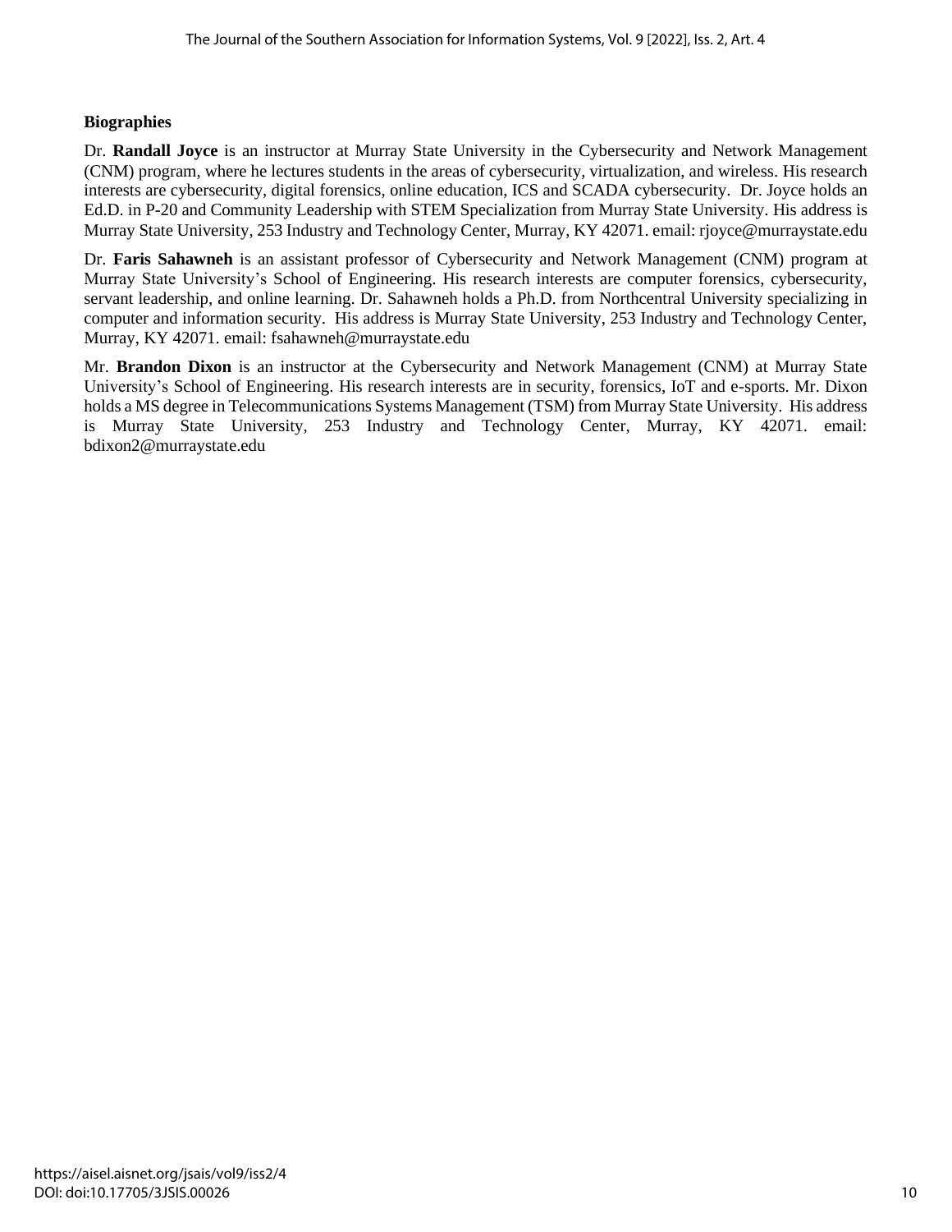### Biographies

Dr. **Randall Joyce** is an instructor at Murray State University in the Cybersecurity and Network Management (CNM) program, where he lectures students in the areas of cybersecurity, virtualization, and wireless. His research interests are cybersecurity, digital forensics, online education, ICS and SCADA cybersecurity. Dr. Joyce holds an Ed.D. in P-20 and Community Leadership with STEM Specialization from Murray State University. His address is Murray State University, 253 Industry and Technology Center, Murray, KY 42071. email: rjoyce@murraystate.edu

Dr. **Faris Sahawneh** is an assistant professor of Cybersecurity and Network Management (CNM) program at Murray State University's School of Engineering. His research interests are computer forensics, cybersecurity, servant leadership, and online learning. Dr. Sahawneh holds a Ph.D. from Northcentral University specializing in computer and information security. His address is Murray State University, 253 Industry and Technology Center, Murray, KY 42071. email: fsahawneh@murraystate.edu

Mr. **Brandon Dixon** is an instructor at the Cybersecurity and Network Management (CNM) at Murray State University's School of Engineering. His research interests are in security, forensics, IoT and e-sports. Mr. Dixon holds a MS degree in Telecommunications Systems Management (TSM) from Murray State University. His address is Murray State University, 253 Industry and Technology Center, Murray, KY 42071. email: bdixon2@murraystate.edu